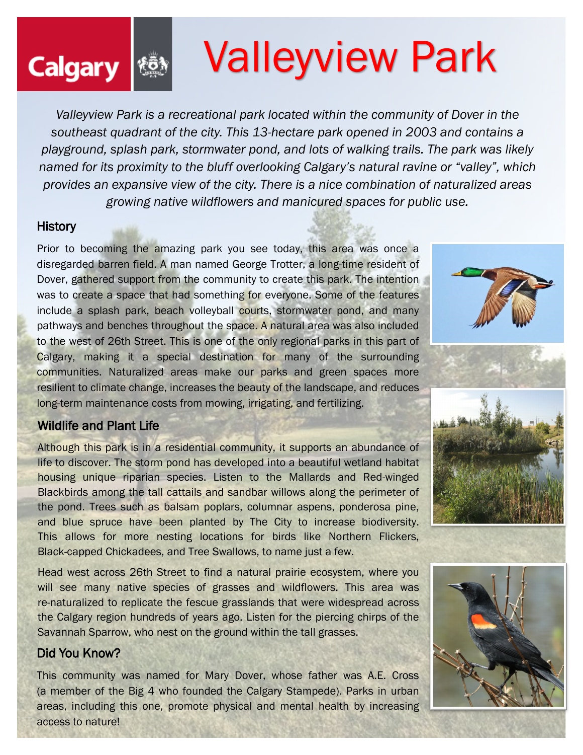# Valleyview Park

*Valleyview Park is a recreational park located within the community of Dover in the southeast quadrant of the city. This 13-hectare park opened in 2003 and contains a playground, splash park, stormwater pond, and lots of walking trails. The park was likely named for its proximity to the bluff overlooking Calgary's natural ravine or "valley", which provides an expansive view of the city. There is a nice combination of naturalized areas growing native wildflowers and manicured spaces for public use.*

## History

Prior to becoming the amazing park you see today, this area was once a disregarded barren field. A man named George Trotter, a long-time resident of Dover, gathered support from the community to create this park. The intention was to create a space that had something for everyone. Some of the features include a splash park, beach volleyball courts, stormwater pond, and many pathways and benches throughout the space. A natural area was also included to the west of 26th Street. This is one of the only regional parks in this part of Calgary, making it a special destination for many of the surrounding communities. Naturalized areas make our parks and green spaces more resilient to climate change, increases the beauty of the landscape, and reduces long-term maintenance costs from mowing, irrigating, and fertilizing.

## Wildlife and Plant Life

Although this park is in a residential community, it supports an abundance of life to discover. The storm pond has developed into a beautiful wetland habitat housing unique riparian species. Listen to the Mallards and Red-winged Blackbirds among the tall cattails and sandbar willows along the perimeter of the pond. Trees such as balsam poplars, columnar aspens, ponderosa pine, and blue spruce have been planted by The City to increase biodiversity. This allows for more nesting locations for birds like Northern Flickers, Black-capped Chickadees, and Tree Swallows, to name just a few.

Head west across 26th Street to find a natural prairie ecosystem, where you will see many native species of grasses and wildflowers. This area was re-naturalized to replicate the fescue grasslands that were widespread across the Calgary region hundreds of years ago. Listen for the piercing chirps of the Savannah Sparrow, who nest on the ground within the tall grasses.

## Did You Know?

This community was named for Mary Dover, whose father was A.E. Cross (a member of the Big 4 who founded the Calgary Stampede). Parks in urban areas, including this one, promote physical and mental health by increasing access to nature!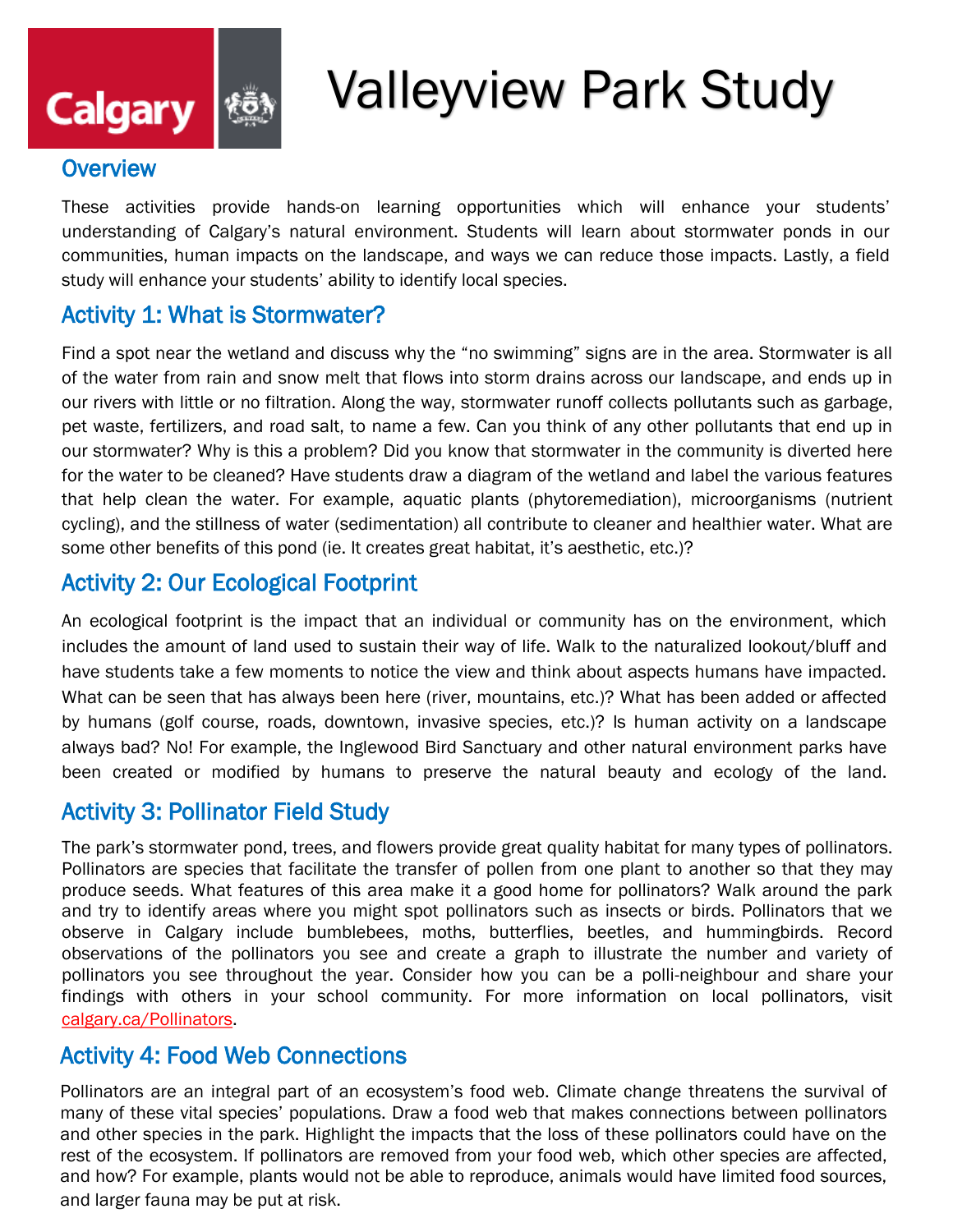# Valleyview Park Study

## Overview

These activities provide hands-on learning opportunities which will enhance your students' understanding of Calgary's natural environment. Students will learn about stormwater ponds in our communities, human impacts on the landscape, and ways we can reduce those impacts. Lastly, a field study will enhance your students' ability to identify local species.

## Activity 1: What is Stormwater?

Find a spot near the wetland and discuss why the "no swimming" signs are in the area. Stormwater is all of the water from rain and snow melt that flows into storm drains across our landscape, and ends up in our rivers with little or no filtration. Along the way, stormwater runoff collects pollutants such as garbage, pet waste, fertilizers, and road salt, to name a few. Can you think of any other pollutants that end up in our stormwater? Why is this a problem? Did you know that stormwater in the community is diverted here for the water to be cleaned? Have students draw a diagram of the wetland and label the various features that help clean the water. For example, aquatic plants (phytoremediation), microorganisms (nutrient cycling), and the stillness of water (sedimentation) all contribute to cleaner and healthier water. What are some other benefits of this pond (ie. It creates great habitat, it's aesthetic, etc.)?

## Activity 2: Our Ecological Footprint

An ecological footprint is the impact that an individual or community has on the environment, which includes the amount of land used to sustain their way of life. Walk to the naturalized lookout/bluff and have students take a few moments to notice the view and think about aspects humans have impacted. What can be seen that has always been here (river, mountains, etc.)? What has been added or affected by humans (golf course, roads, downtown, invasive species, etc.)? Is human activity on a landscape always bad? No! For example, the Inglewood Bird Sanctuary and other natural environment parks have been created or modified by humans to preserve the natural beauty and ecology of the land.

## Activity 3: Pollinator Field Study

The park's stormwater pond, trees, and flowers provide great quality habitat for many types of pollinators. Pollinators are species that facilitate the transfer of pollen from one plant to another so that they may produce seeds. What features of this area make it a good home for pollinators? Walk around the park and try to identify areas where you might spot pollinators such as insects or birds. Pollinators that we observe in Calgary include bumblebees, moths, butterflies, beetles, and hummingbirds. Record observations of the pollinators you see and create a graph to illustrate the number and variety of pollinators you see throughout the year. Consider how you can be a polli-neighbour and share your findings with others in your school community. For more information on local pollinators, visit calgary.ca/Pollinators.

## Activity 4: Food Web Connections

Pollinators are an integral part of an ecosystem's food web. Climate change threatens the survival of many of these vital species' populations. Draw a food web that makes connections between pollinators and other species in the park. Highlight the impacts that the loss of these pollinators could have on the rest of the ecosystem. If pollinators are removed from your food web, which other species are affected, and how? For example, plants would not be able to reproduce, animals would have limited food sources, and larger fauna may be put at risk.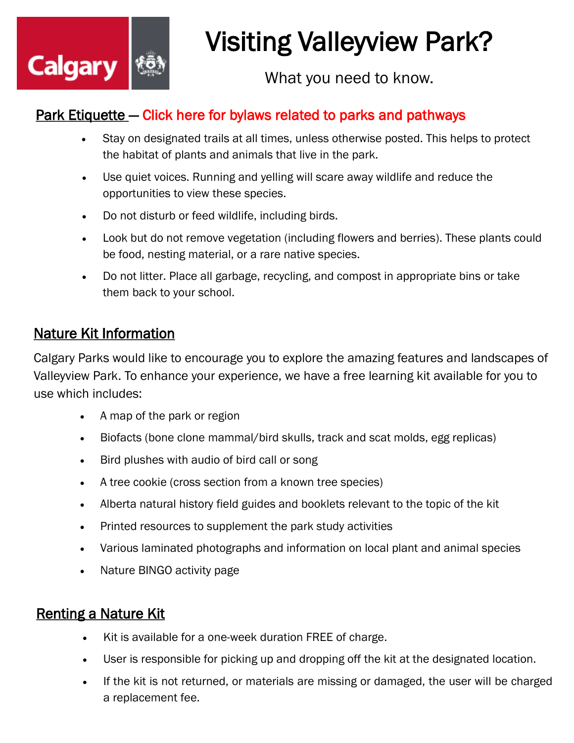# Visiting Valleyview Park?

What you need to know.

## Park Etiquette — Click here for bylaws related to parks and pathways

- Stay on designated trails at all times, unless otherwise posted. This helps to protect the habitat of plants and animals that live in the park.
- Use quiet voices. Running and yelling will scare away wildlife and reduce the opportunities to view these species.
- Do not disturb or feed wildlife, including birds.
- Look but do not remove vegetation (including flowers and berries). These plants could be food, nesting material, or a rare native species.
- Do not litter. Place all garbage, recycling, and compost in appropriate bins or take them back to your school.

## Nature Kit Information

Calgary Parks would like to encourage you to explore the amazing features and landscapes of Valleyview Park. To enhance your experience, we have a free learning kit available for you to use which includes:

- A map of the park or region
- Biofacts (bone clone mammal/bird skulls, track and scat molds, egg replicas)
- Bird plushes with audio of bird call or song
- A tree cookie (cross section from a known tree species)
- Alberta natural history field guides and booklets relevant to the topic of the kit
- Printed resources to supplement the park study activities
- Various laminated photographs and information on local plant and animal species
- Nature BINGO activity page

## Renting a Nature Kit

- Kit is available for a one-week duration FREE of charge.
- User is responsible for picking up and dropping off the kit at the designated location.
- If the kit is not returned, or materials are missing or damaged, the user will be charged a replacement fee.